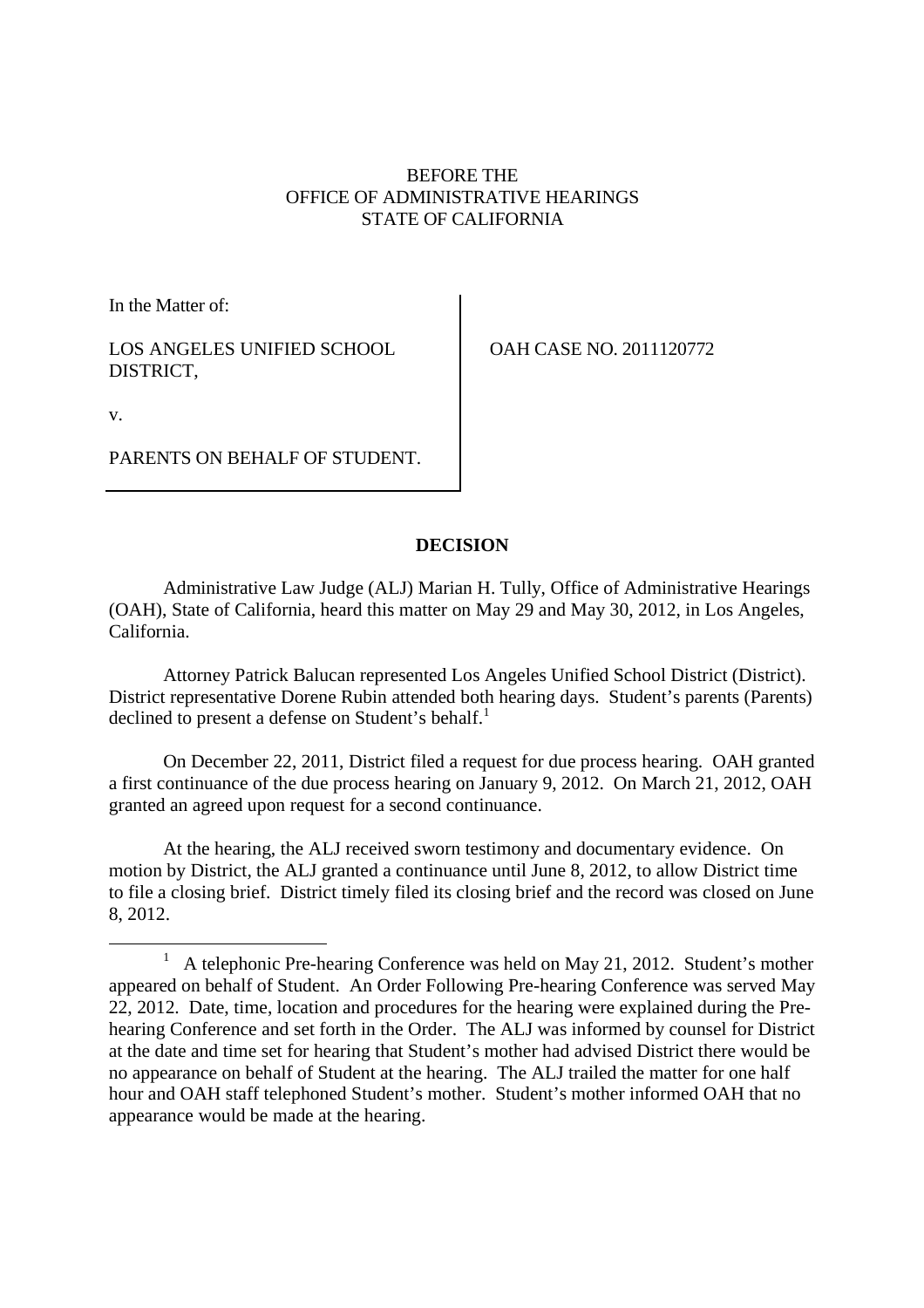BEFORE THE
OFFICE OF ADMINISTRATIVE HEARINGS
STATE OF CALIFORNIA

In the Matter of:

LOS ANGELES UNIFIED SCHOOL DISTRICT,

v.

PARENTS ON BEHALF OF STUDENT.

OAH CASE NO. 2011120772

## DECISION

Administrative Law Judge (ALJ) Marian H. Tully, Office of Administrative Hearings (OAH), State of California, heard this matter on May 29 and May 30, 2012, in Los Angeles, California.

Attorney Patrick Balucan represented Los Angeles Unified School District (District). District representative Dorene Rubin attended both hearing days. Student's parents (Parents) declined to present a defense on Student's behalf.[1]

On December 22, 2011, District filed a request for due process hearing. OAH granted a first continuance of the due process hearing on January 9, 2012. On March 21, 2012, OAH granted an agreed upon request for a second continuance.

At the hearing, the ALJ received sworn testimony and documentary evidence. On motion by District, the ALJ granted a continuance until June 8, 2012, to allow District time to file a closing brief. District timely filed its closing brief and the record was closed on June 8, 2012.

[1] A telephonic Pre-hearing Conference was held on May 21, 2012. Student's mother appeared on behalf of Student. An Order Following Pre-hearing Conference was served May 22, 2012. Date, time, location and procedures for the hearing were explained during the Pre-hearing Conference and set forth in the Order. The ALJ was informed by counsel for District at the date and time set for hearing that Student's mother had advised District there would be no appearance on behalf of Student at the hearing. The ALJ trailed the matter for one half hour and OAH staff telephoned Student's mother. Student's mother informed OAH that no appearance would be made at the hearing.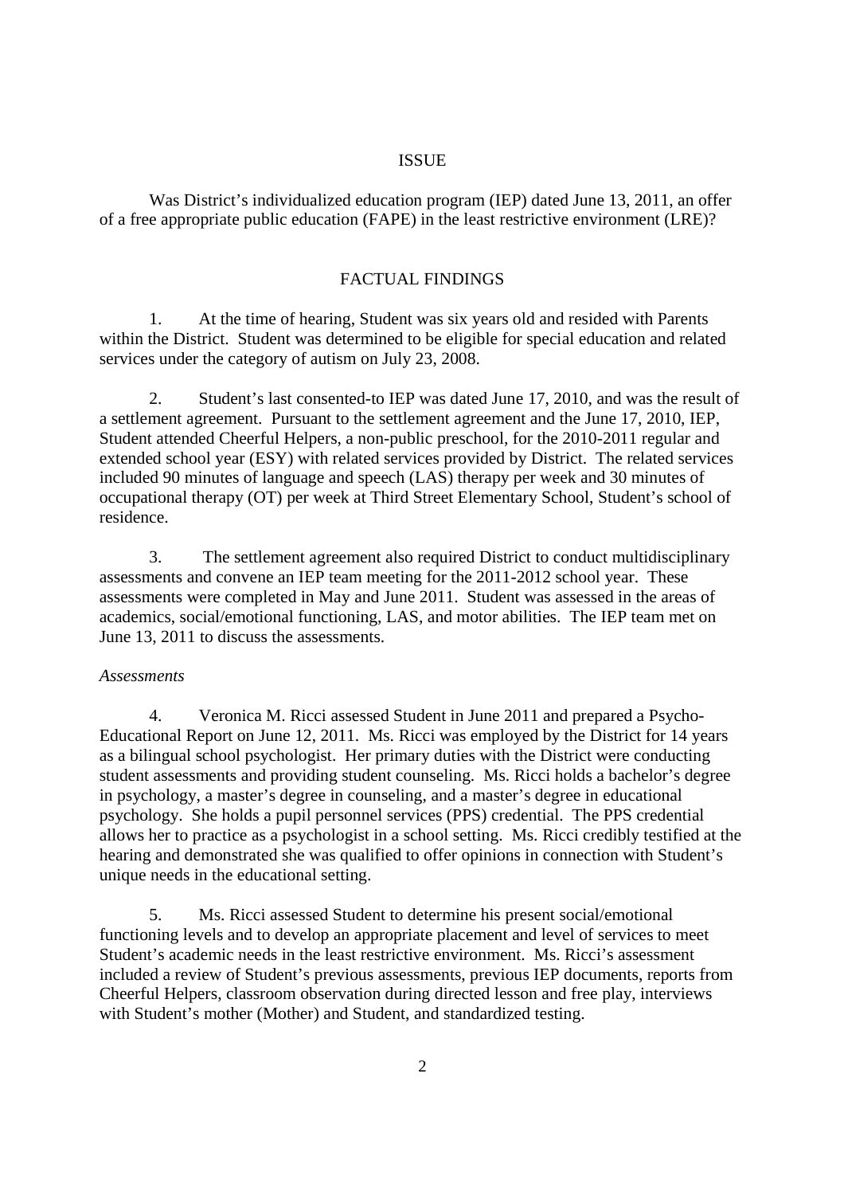## ISSUE

Was District's individualized education program (IEP) dated June 13, 2011, an offer of a free appropriate public education (FAPE) in the least restrictive environment (LRE)?

## FACTUAL FINDINGS

1. At the time of hearing, Student was six years old and resided with Parents within the District. Student was determined to be eligible for special education and related services under the category of autism on July 23, 2008.

2. Student's last consented-to IEP was dated June 17, 2010, and was the result of a settlement agreement. Pursuant to the settlement agreement and the June 17, 2010, IEP, Student attended Cheerful Helpers, a non-public preschool, for the 2010-2011 regular and extended school year (ESY) with related services provided by District. The related services included 90 minutes of language and speech (LAS) therapy per week and 30 minutes of occupational therapy (OT) per week at Third Street Elementary School, Student's school of residence.

3. The settlement agreement also required District to conduct multidisciplinary assessments and convene an IEP team meeting for the 2011-2012 school year. These assessments were completed in May and June 2011. Student was assessed in the areas of academics, social/emotional functioning, LAS, and motor abilities. The IEP team met on June 13, 2011 to discuss the assessments.

*Assessments*

4. Veronica M. Ricci assessed Student in June 2011 and prepared a Psycho-Educational Report on June 12, 2011. Ms. Ricci was employed by the District for 14 years as a bilingual school psychologist. Her primary duties with the District were conducting student assessments and providing student counseling. Ms. Ricci holds a bachelor's degree in psychology, a master's degree in counseling, and a master's degree in educational psychology. She holds a pupil personnel services (PPS) credential. The PPS credential allows her to practice as a psychologist in a school setting. Ms. Ricci credibly testified at the hearing and demonstrated she was qualified to offer opinions in connection with Student's unique needs in the educational setting.

5. Ms. Ricci assessed Student to determine his present social/emotional functioning levels and to develop an appropriate placement and level of services to meet Student's academic needs in the least restrictive environment. Ms. Ricci's assessment included a review of Student's previous assessments, previous IEP documents, reports from Cheerful Helpers, classroom observation during directed lesson and free play, interviews with Student's mother (Mother) and Student, and standardized testing.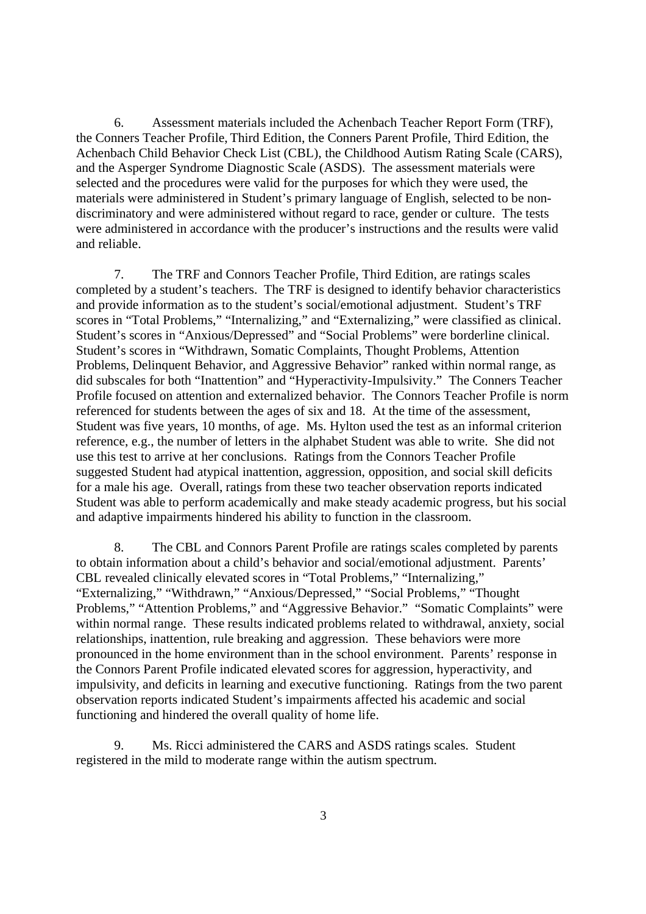6. Assessment materials included the Achenbach Teacher Report Form (TRF), the Conners Teacher Profile, Third Edition, the Conners Parent Profile, Third Edition, the Achenbach Child Behavior Check List (CBL), the Childhood Autism Rating Scale (CARS), and the Asperger Syndrome Diagnostic Scale (ASDS). The assessment materials were selected and the procedures were valid for the purposes for which they were used, the materials were administered in Student's primary language of English, selected to be non-discriminatory and were administered without regard to race, gender or culture. The tests were administered in accordance with the producer's instructions and the results were valid and reliable.

7. The TRF and Connors Teacher Profile, Third Edition, are ratings scales completed by a student's teachers. The TRF is designed to identify behavior characteristics and provide information as to the student's social/emotional adjustment. Student's TRF scores in "Total Problems," "Internalizing," and "Externalizing," were classified as clinical. Student's scores in "Anxious/Depressed" and "Social Problems" were borderline clinical. Student's scores in "Withdrawn, Somatic Complaints, Thought Problems, Attention Problems, Delinquent Behavior, and Aggressive Behavior" ranked within normal range, as did subscales for both "Inattention" and "Hyperactivity-Impulsivity." The Conners Teacher Profile focused on attention and externalized behavior. The Connors Teacher Profile is norm referenced for students between the ages of six and 18. At the time of the assessment, Student was five years, 10 months, of age. Ms. Hylton used the test as an informal criterion reference, e.g., the number of letters in the alphabet Student was able to write. She did not use this test to arrive at her conclusions. Ratings from the Connors Teacher Profile suggested Student had atypical inattention, aggression, opposition, and social skill deficits for a male his age. Overall, ratings from these two teacher observation reports indicated Student was able to perform academically and make steady academic progress, but his social and adaptive impairments hindered his ability to function in the classroom.

8. The CBL and Connors Parent Profile are ratings scales completed by parents to obtain information about a child's behavior and social/emotional adjustment. Parents' CBL revealed clinically elevated scores in "Total Problems," "Internalizing," "Externalizing," "Withdrawn," "Anxious/Depressed," "Social Problems," "Thought Problems," "Attention Problems," and "Aggressive Behavior." "Somatic Complaints" were within normal range. These results indicated problems related to withdrawal, anxiety, social relationships, inattention, rule breaking and aggression. These behaviors were more pronounced in the home environment than in the school environment. Parents' response in the Connors Parent Profile indicated elevated scores for aggression, hyperactivity, and impulsivity, and deficits in learning and executive functioning. Ratings from the two parent observation reports indicated Student's impairments affected his academic and social functioning and hindered the overall quality of home life.

9. Ms. Ricci administered the CARS and ASDS ratings scales. Student registered in the mild to moderate range within the autism spectrum.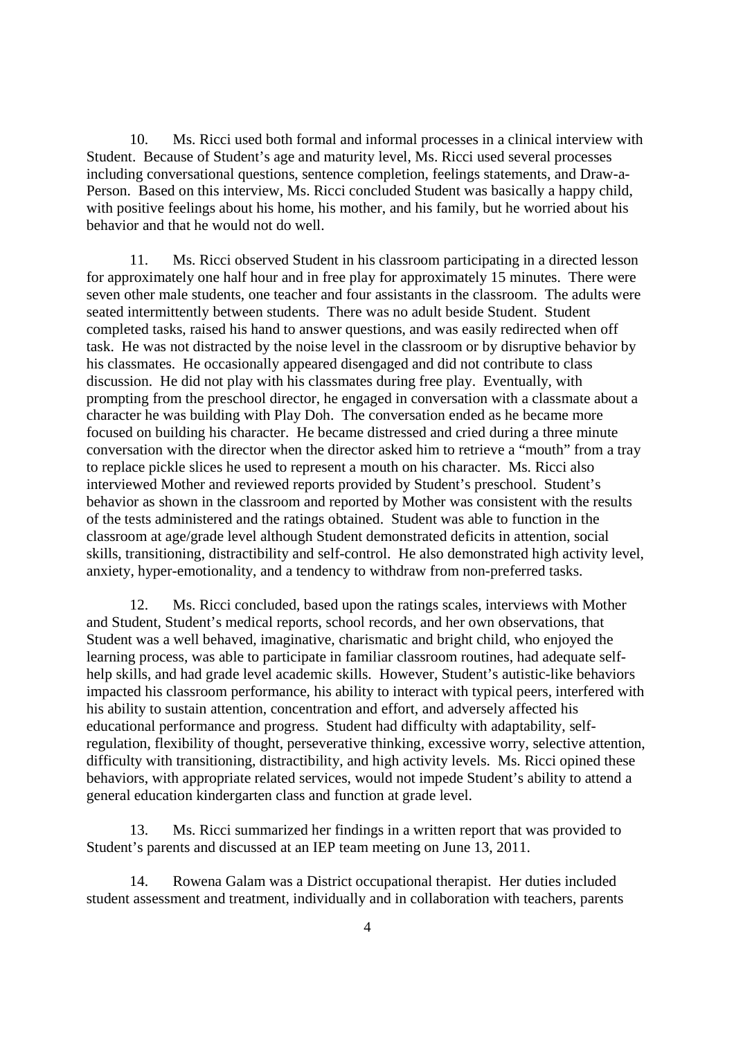10. Ms. Ricci used both formal and informal processes in a clinical interview with Student. Because of Student's age and maturity level, Ms. Ricci used several processes including conversational questions, sentence completion, feelings statements, and Draw-a-Person. Based on this interview, Ms. Ricci concluded Student was basically a happy child, with positive feelings about his home, his mother, and his family, but he worried about his behavior and that he would not do well.

11. Ms. Ricci observed Student in his classroom participating in a directed lesson for approximately one half hour and in free play for approximately 15 minutes. There were seven other male students, one teacher and four assistants in the classroom. The adults were seated intermittently between students. There was no adult beside Student. Student completed tasks, raised his hand to answer questions, and was easily redirected when off task. He was not distracted by the noise level in the classroom or by disruptive behavior by his classmates. He occasionally appeared disengaged and did not contribute to class discussion. He did not play with his classmates during free play. Eventually, with prompting from the preschool director, he engaged in conversation with a classmate about a character he was building with Play Doh. The conversation ended as he became more focused on building his character. He became distressed and cried during a three minute conversation with the director when the director asked him to retrieve a "mouth" from a tray to replace pickle slices he used to represent a mouth on his character. Ms. Ricci also interviewed Mother and reviewed reports provided by Student's preschool. Student's behavior as shown in the classroom and reported by Mother was consistent with the results of the tests administered and the ratings obtained. Student was able to function in the classroom at age/grade level although Student demonstrated deficits in attention, social skills, transitioning, distractibility and self-control. He also demonstrated high activity level, anxiety, hyper-emotionality, and a tendency to withdraw from non-preferred tasks.

12. Ms. Ricci concluded, based upon the ratings scales, interviews with Mother and Student, Student's medical reports, school records, and her own observations, that Student was a well behaved, imaginative, charismatic and bright child, who enjoyed the learning process, was able to participate in familiar classroom routines, had adequate self-help skills, and had grade level academic skills. However, Student's autistic-like behaviors impacted his classroom performance, his ability to interact with typical peers, interfered with his ability to sustain attention, concentration and effort, and adversely affected his educational performance and progress. Student had difficulty with adaptability, self-regulation, flexibility of thought, perseverative thinking, excessive worry, selective attention, difficulty with transitioning, distractibility, and high activity levels. Ms. Ricci opined these behaviors, with appropriate related services, would not impede Student's ability to attend a general education kindergarten class and function at grade level.

13. Ms. Ricci summarized her findings in a written report that was provided to Student's parents and discussed at an IEP team meeting on June 13, 2011.

14. Rowena Galam was a District occupational therapist. Her duties included student assessment and treatment, individually and in collaboration with teachers, parents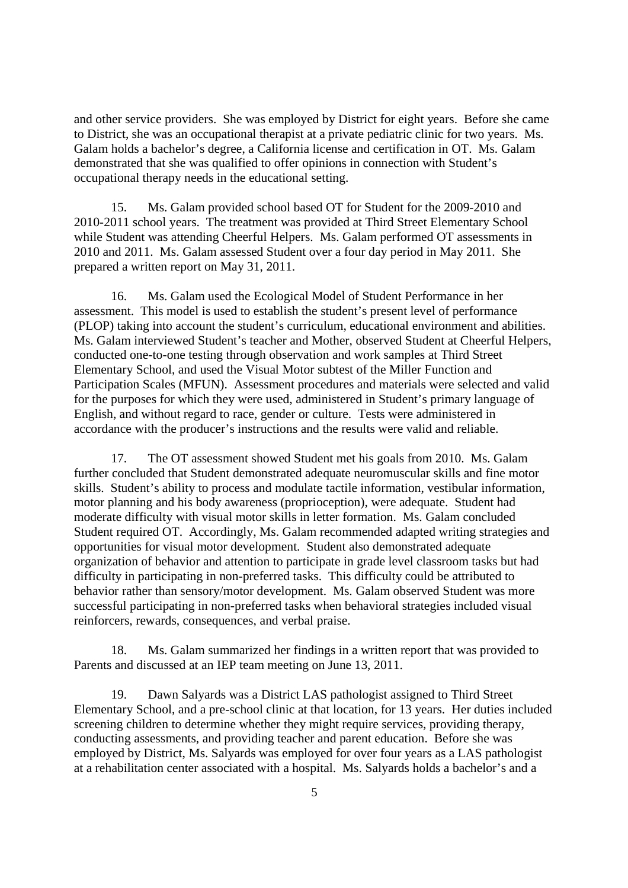and other service providers. She was employed by District for eight years. Before she came to District, she was an occupational therapist at a private pediatric clinic for two years. Ms. Galam holds a bachelor's degree, a California license and certification in OT. Ms. Galam demonstrated that she was qualified to offer opinions in connection with Student's occupational therapy needs in the educational setting.

15. Ms. Galam provided school based OT for Student for the 2009-2010 and 2010-2011 school years. The treatment was provided at Third Street Elementary School while Student was attending Cheerful Helpers. Ms. Galam performed OT assessments in 2010 and 2011. Ms. Galam assessed Student over a four day period in May 2011. She prepared a written report on May 31, 2011.

16. Ms. Galam used the Ecological Model of Student Performance in her assessment. This model is used to establish the student's present level of performance (PLOP) taking into account the student's curriculum, educational environment and abilities. Ms. Galam interviewed Student's teacher and Mother, observed Student at Cheerful Helpers, conducted one-to-one testing through observation and work samples at Third Street Elementary School, and used the Visual Motor subtest of the Miller Function and Participation Scales (MFUN). Assessment procedures and materials were selected and valid for the purposes for which they were used, administered in Student's primary language of English, and without regard to race, gender or culture. Tests were administered in accordance with the producer's instructions and the results were valid and reliable.

17. The OT assessment showed Student met his goals from 2010. Ms. Galam further concluded that Student demonstrated adequate neuromuscular skills and fine motor skills. Student's ability to process and modulate tactile information, vestibular information, motor planning and his body awareness (proprioception), were adequate. Student had moderate difficulty with visual motor skills in letter formation. Ms. Galam concluded Student required OT. Accordingly, Ms. Galam recommended adapted writing strategies and opportunities for visual motor development. Student also demonstrated adequate organization of behavior and attention to participate in grade level classroom tasks but had difficulty in participating in non-preferred tasks. This difficulty could be attributed to behavior rather than sensory/motor development. Ms. Galam observed Student was more successful participating in non-preferred tasks when behavioral strategies included visual reinforcers, rewards, consequences, and verbal praise.

18. Ms. Galam summarized her findings in a written report that was provided to Parents and discussed at an IEP team meeting on June 13, 2011.

19. Dawn Salyards was a District LAS pathologist assigned to Third Street Elementary School, and a pre-school clinic at that location, for 13 years. Her duties included screening children to determine whether they might require services, providing therapy, conducting assessments, and providing teacher and parent education. Before she was employed by District, Ms. Salyards was employed for over four years as a LAS pathologist at a rehabilitation center associated with a hospital. Ms. Salyards holds a bachelor's and a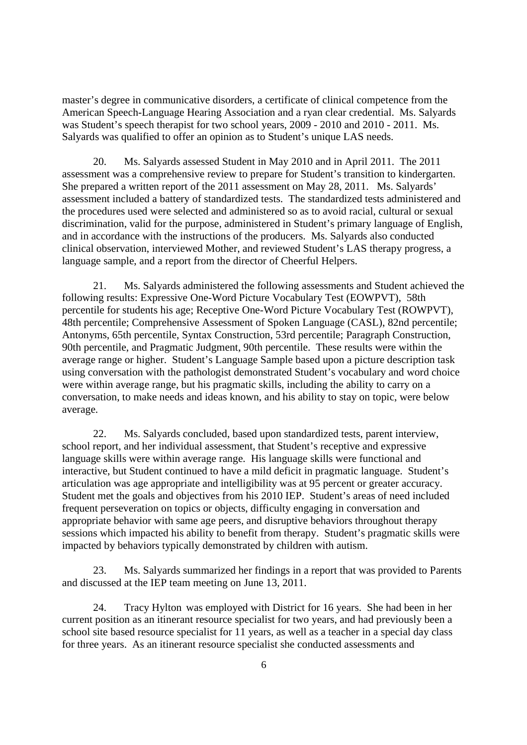master's degree in communicative disorders, a certificate of clinical competence from the American Speech-Language Hearing Association and a ryan clear credential. Ms. Salyards was Student's speech therapist for two school years, 2009 - 2010 and 2010 - 2011. Ms. Salyards was qualified to offer an opinion as to Student's unique LAS needs.

20. Ms. Salyards assessed Student in May 2010 and in April 2011. The 2011 assessment was a comprehensive review to prepare for Student's transition to kindergarten. She prepared a written report of the 2011 assessment on May 28, 2011. Ms. Salyards' assessment included a battery of standardized tests. The standardized tests administered and the procedures used were selected and administered so as to avoid racial, cultural or sexual discrimination, valid for the purpose, administered in Student's primary language of English, and in accordance with the instructions of the producers. Ms. Salyards also conducted clinical observation, interviewed Mother, and reviewed Student's LAS therapy progress, a language sample, and a report from the director of Cheerful Helpers.

21. Ms. Salyards administered the following assessments and Student achieved the following results: Expressive One-Word Picture Vocabulary Test (EOWPVT), 58th percentile for students his age; Receptive One-Word Picture Vocabulary Test (ROWPVT), 48th percentile; Comprehensive Assessment of Spoken Language (CASL), 82nd percentile; Antonyms, 65th percentile, Syntax Construction, 53rd percentile; Paragraph Construction, 90th percentile, and Pragmatic Judgment, 90th percentile. These results were within the average range or higher. Student's Language Sample based upon a picture description task using conversation with the pathologist demonstrated Student's vocabulary and word choice were within average range, but his pragmatic skills, including the ability to carry on a conversation, to make needs and ideas known, and his ability to stay on topic, were below average.

22. Ms. Salyards concluded, based upon standardized tests, parent interview, school report, and her individual assessment, that Student's receptive and expressive language skills were within average range. His language skills were functional and interactive, but Student continued to have a mild deficit in pragmatic language. Student's articulation was age appropriate and intelligibility was at 95 percent or greater accuracy. Student met the goals and objectives from his 2010 IEP. Student's areas of need included frequent perseveration on topics or objects, difficulty engaging in conversation and appropriate behavior with same age peers, and disruptive behaviors throughout therapy sessions which impacted his ability to benefit from therapy. Student's pragmatic skills were impacted by behaviors typically demonstrated by children with autism.

23. Ms. Salyards summarized her findings in a report that was provided to Parents and discussed at the IEP team meeting on June 13, 2011.

24. Tracy Hylton was employed with District for 16 years. She had been in her current position as an itinerant resource specialist for two years, and had previously been a school site based resource specialist for 11 years, as well as a teacher in a special day class for three years. As an itinerant resource specialist she conducted assessments and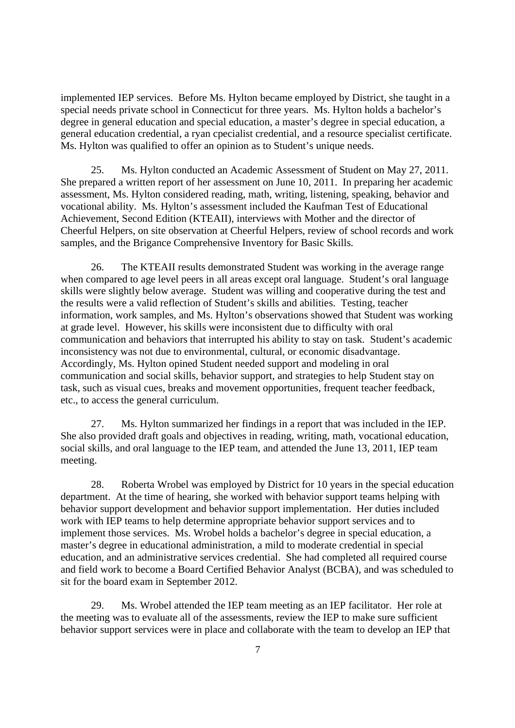implemented IEP services. Before Ms. Hylton became employed by District, she taught in a special needs private school in Connecticut for three years. Ms. Hylton holds a bachelor's degree in general education and special education, a master's degree in special education, a general education credential, a ryan cpecialist credential, and a resource specialist certificate. Ms. Hylton was qualified to offer an opinion as to Student's unique needs.

25. Ms. Hylton conducted an Academic Assessment of Student on May 27, 2011. She prepared a written report of her assessment on June 10, 2011. In preparing her academic assessment, Ms. Hylton considered reading, math, writing, listening, speaking, behavior and vocational ability. Ms. Hylton's assessment included the Kaufman Test of Educational Achievement, Second Edition (KTEAII), interviews with Mother and the director of Cheerful Helpers, on site observation at Cheerful Helpers, review of school records and work samples, and the Brigance Comprehensive Inventory for Basic Skills.

26. The KTEAII results demonstrated Student was working in the average range when compared to age level peers in all areas except oral language. Student's oral language skills were slightly below average. Student was willing and cooperative during the test and the results were a valid reflection of Student's skills and abilities. Testing, teacher information, work samples, and Ms. Hylton's observations showed that Student was working at grade level. However, his skills were inconsistent due to difficulty with oral communication and behaviors that interrupted his ability to stay on task. Student's academic inconsistency was not due to environmental, cultural, or economic disadvantage. Accordingly, Ms. Hylton opined Student needed support and modeling in oral communication and social skills, behavior support, and strategies to help Student stay on task, such as visual cues, breaks and movement opportunities, frequent teacher feedback, etc., to access the general curriculum.

27. Ms. Hylton summarized her findings in a report that was included in the IEP. She also provided draft goals and objectives in reading, writing, math, vocational education, social skills, and oral language to the IEP team, and attended the June 13, 2011, IEP team meeting.

28. Roberta Wrobel was employed by District for 10 years in the special education department. At the time of hearing, she worked with behavior support teams helping with behavior support development and behavior support implementation. Her duties included work with IEP teams to help determine appropriate behavior support services and to implement those services. Ms. Wrobel holds a bachelor's degree in special education, a master's degree in educational administration, a mild to moderate credential in special education, and an administrative services credential. She had completed all required course and field work to become a Board Certified Behavior Analyst (BCBA), and was scheduled to sit for the board exam in September 2012.

29. Ms. Wrobel attended the IEP team meeting as an IEP facilitator. Her role at the meeting was to evaluate all of the assessments, review the IEP to make sure sufficient behavior support services were in place and collaborate with the team to develop an IEP that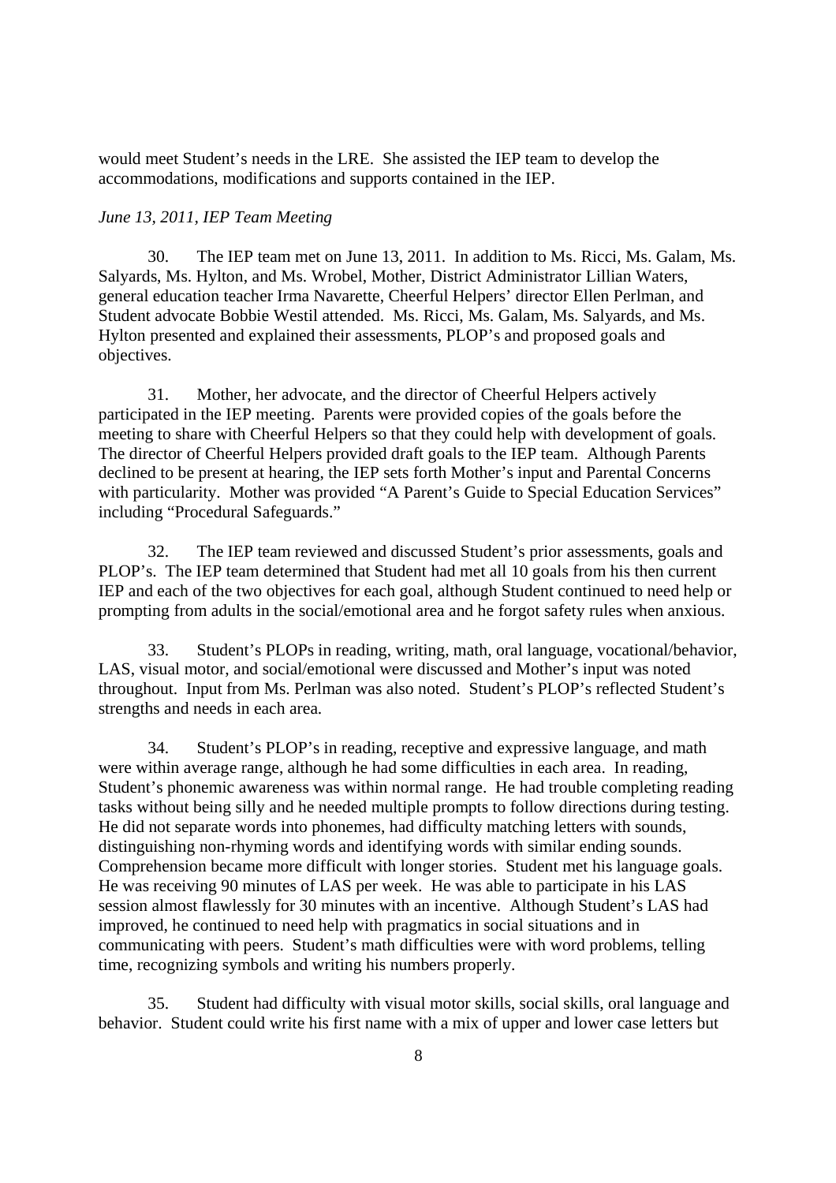would meet Student's needs in the LRE. She assisted the IEP team to develop the accommodations, modifications and supports contained in the IEP.

*June 13, 2011, IEP Team Meeting*

30. The IEP team met on June 13, 2011. In addition to Ms. Ricci, Ms. Galam, Ms. Salyards, Ms. Hylton, and Ms. Wrobel, Mother, District Administrator Lillian Waters, general education teacher Irma Navarette, Cheerful Helpers' director Ellen Perlman, and Student advocate Bobbie Westil attended. Ms. Ricci, Ms. Galam, Ms. Salyards, and Ms. Hylton presented and explained their assessments, PLOP's and proposed goals and objectives.

31. Mother, her advocate, and the director of Cheerful Helpers actively participated in the IEP meeting. Parents were provided copies of the goals before the meeting to share with Cheerful Helpers so that they could help with development of goals. The director of Cheerful Helpers provided draft goals to the IEP team. Although Parents declined to be present at hearing, the IEP sets forth Mother's input and Parental Concerns with particularity. Mother was provided "A Parent's Guide to Special Education Services" including "Procedural Safeguards."

32. The IEP team reviewed and discussed Student's prior assessments, goals and PLOP's. The IEP team determined that Student had met all 10 goals from his then current IEP and each of the two objectives for each goal, although Student continued to need help or prompting from adults in the social/emotional area and he forgot safety rules when anxious.

33. Student's PLOPs in reading, writing, math, oral language, vocational/behavior, LAS, visual motor, and social/emotional were discussed and Mother's input was noted throughout. Input from Ms. Perlman was also noted. Student's PLOP's reflected Student's strengths and needs in each area.

34. Student's PLOP's in reading, receptive and expressive language, and math were within average range, although he had some difficulties in each area. In reading, Student's phonemic awareness was within normal range. He had trouble completing reading tasks without being silly and he needed multiple prompts to follow directions during testing. He did not separate words into phonemes, had difficulty matching letters with sounds, distinguishing non-rhyming words and identifying words with similar ending sounds. Comprehension became more difficult with longer stories. Student met his language goals. He was receiving 90 minutes of LAS per week. He was able to participate in his LAS session almost flawlessly for 30 minutes with an incentive. Although Student's LAS had improved, he continued to need help with pragmatics in social situations and in communicating with peers. Student's math difficulties were with word problems, telling time, recognizing symbols and writing his numbers properly.

35. Student had difficulty with visual motor skills, social skills, oral language and behavior. Student could write his first name with a mix of upper and lower case letters but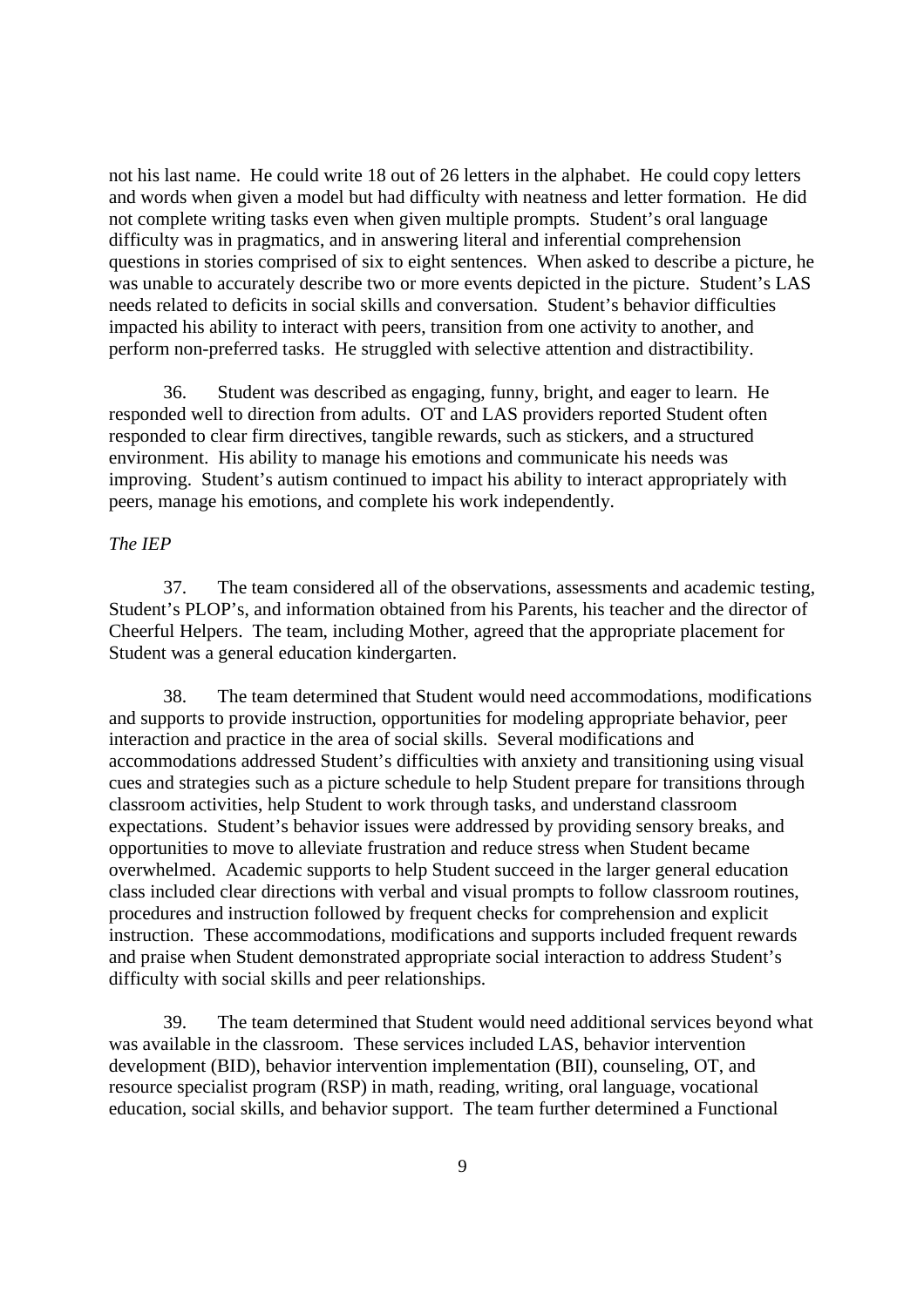not his last name. He could write 18 out of 26 letters in the alphabet. He could copy letters and words when given a model but had difficulty with neatness and letter formation. He did not complete writing tasks even when given multiple prompts. Student's oral language difficulty was in pragmatics, and in answering literal and inferential comprehension questions in stories comprised of six to eight sentences. When asked to describe a picture, he was unable to accurately describe two or more events depicted in the picture. Student's LAS needs related to deficits in social skills and conversation. Student's behavior difficulties impacted his ability to interact with peers, transition from one activity to another, and perform non-preferred tasks. He struggled with selective attention and distractibility.

36. Student was described as engaging, funny, bright, and eager to learn. He responded well to direction from adults. OT and LAS providers reported Student often responded to clear firm directives, tangible rewards, such as stickers, and a structured environment. His ability to manage his emotions and communicate his needs was improving. Student's autism continued to impact his ability to interact appropriately with peers, manage his emotions, and complete his work independently.

*The IEP*

37. The team considered all of the observations, assessments and academic testing, Student's PLOP's, and information obtained from his Parents, his teacher and the director of Cheerful Helpers. The team, including Mother, agreed that the appropriate placement for Student was a general education kindergarten.

38. The team determined that Student would need accommodations, modifications and supports to provide instruction, opportunities for modeling appropriate behavior, peer interaction and practice in the area of social skills. Several modifications and accommodations addressed Student's difficulties with anxiety and transitioning using visual cues and strategies such as a picture schedule to help Student prepare for transitions through classroom activities, help Student to work through tasks, and understand classroom expectations. Student's behavior issues were addressed by providing sensory breaks, and opportunities to move to alleviate frustration and reduce stress when Student became overwhelmed. Academic supports to help Student succeed in the larger general education class included clear directions with verbal and visual prompts to follow classroom routines, procedures and instruction followed by frequent checks for comprehension and explicit instruction. These accommodations, modifications and supports included frequent rewards and praise when Student demonstrated appropriate social interaction to address Student's difficulty with social skills and peer relationships.

39. The team determined that Student would need additional services beyond what was available in the classroom. These services included LAS, behavior intervention development (BID), behavior intervention implementation (BII), counseling, OT, and resource specialist program (RSP) in math, reading, writing, oral language, vocational education, social skills, and behavior support. The team further determined a Functional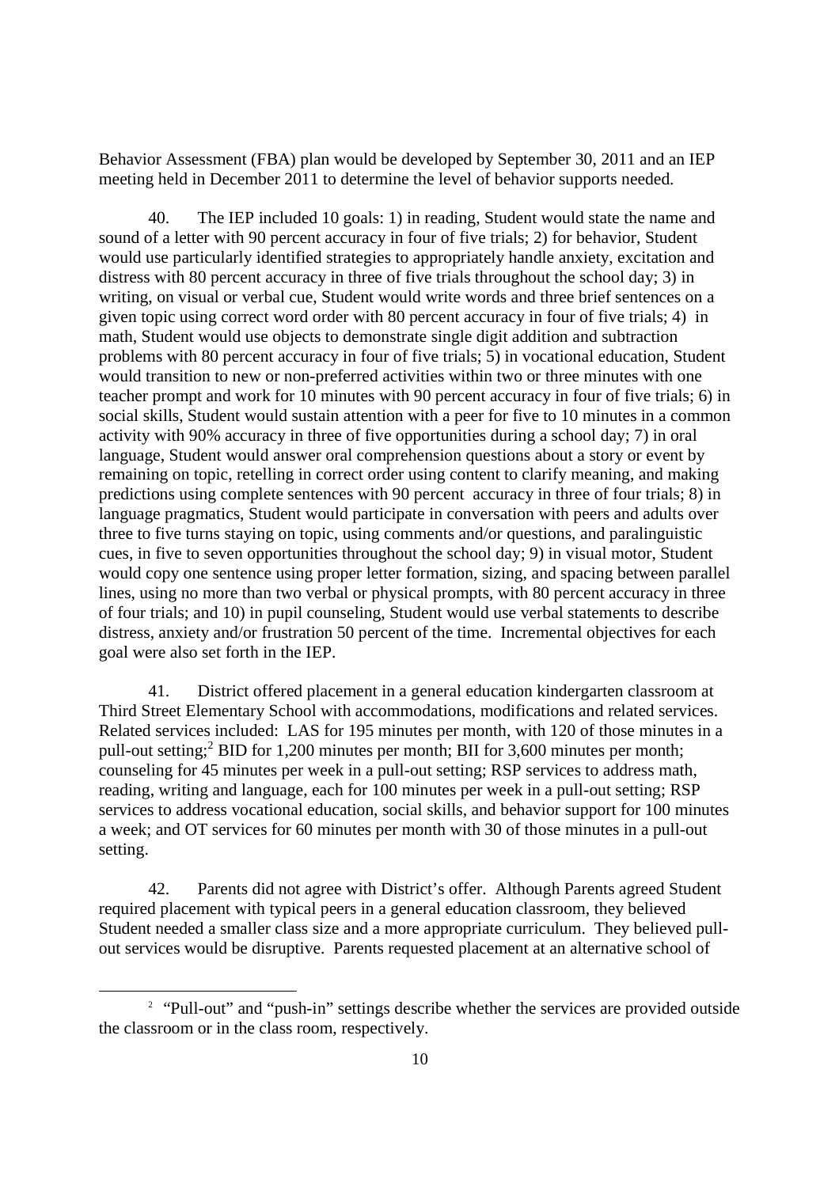Behavior Assessment (FBA) plan would be developed by September 30, 2011 and an IEP meeting held in December 2011 to determine the level of behavior supports needed.

40. The IEP included 10 goals: 1) in reading, Student would state the name and sound of a letter with 90 percent accuracy in four of five trials; 2) for behavior, Student would use particularly identified strategies to appropriately handle anxiety, excitation and distress with 80 percent accuracy in three of five trials throughout the school day; 3) in writing, on visual or verbal cue, Student would write words and three brief sentences on a given topic using correct word order with 80 percent accuracy in four of five trials; 4) in math, Student would use objects to demonstrate single digit addition and subtraction problems with 80 percent accuracy in four of five trials; 5) in vocational education, Student would transition to new or non-preferred activities within two or three minutes with one teacher prompt and work for 10 minutes with 90 percent accuracy in four of five trials; 6) in social skills, Student would sustain attention with a peer for five to 10 minutes in a common activity with 90% accuracy in three of five opportunities during a school day; 7) in oral language, Student would answer oral comprehension questions about a story or event by remaining on topic, retelling in correct order using content to clarify meaning, and making predictions using complete sentences with 90 percent accuracy in three of four trials; 8) in language pragmatics, Student would participate in conversation with peers and adults over three to five turns staying on topic, using comments and/or questions, and paralinguistic cues, in five to seven opportunities throughout the school day; 9) in visual motor, Student would copy one sentence using proper letter formation, sizing, and spacing between parallel lines, using no more than two verbal or physical prompts, with 80 percent accuracy in three of four trials; and 10) in pupil counseling, Student would use verbal statements to describe distress, anxiety and/or frustration 50 percent of the time. Incremental objectives for each goal were also set forth in the IEP.

41. District offered placement in a general education kindergarten classroom at Third Street Elementary School with accommodations, modifications and related services. Related services included: LAS for 195 minutes per month, with 120 of those minutes in a pull-out setting;[2] BID for 1,200 minutes per month; BII for 3,600 minutes per month; counseling for 45 minutes per week in a pull-out setting; RSP services to address math, reading, writing and language, each for 100 minutes per week in a pull-out setting; RSP services to address vocational education, social skills, and behavior support for 100 minutes a week; and OT services for 60 minutes per month with 30 of those minutes in a pull-out setting.

42. Parents did not agree with District's offer. Although Parents agreed Student required placement with typical peers in a general education classroom, they believed Student needed a smaller class size and a more appropriate curriculum. They believed pull-out services would be disruptive. Parents requested placement at an alternative school of

[2] "Pull-out" and "push-in" settings describe whether the services are provided outside the classroom or in the class room, respectively.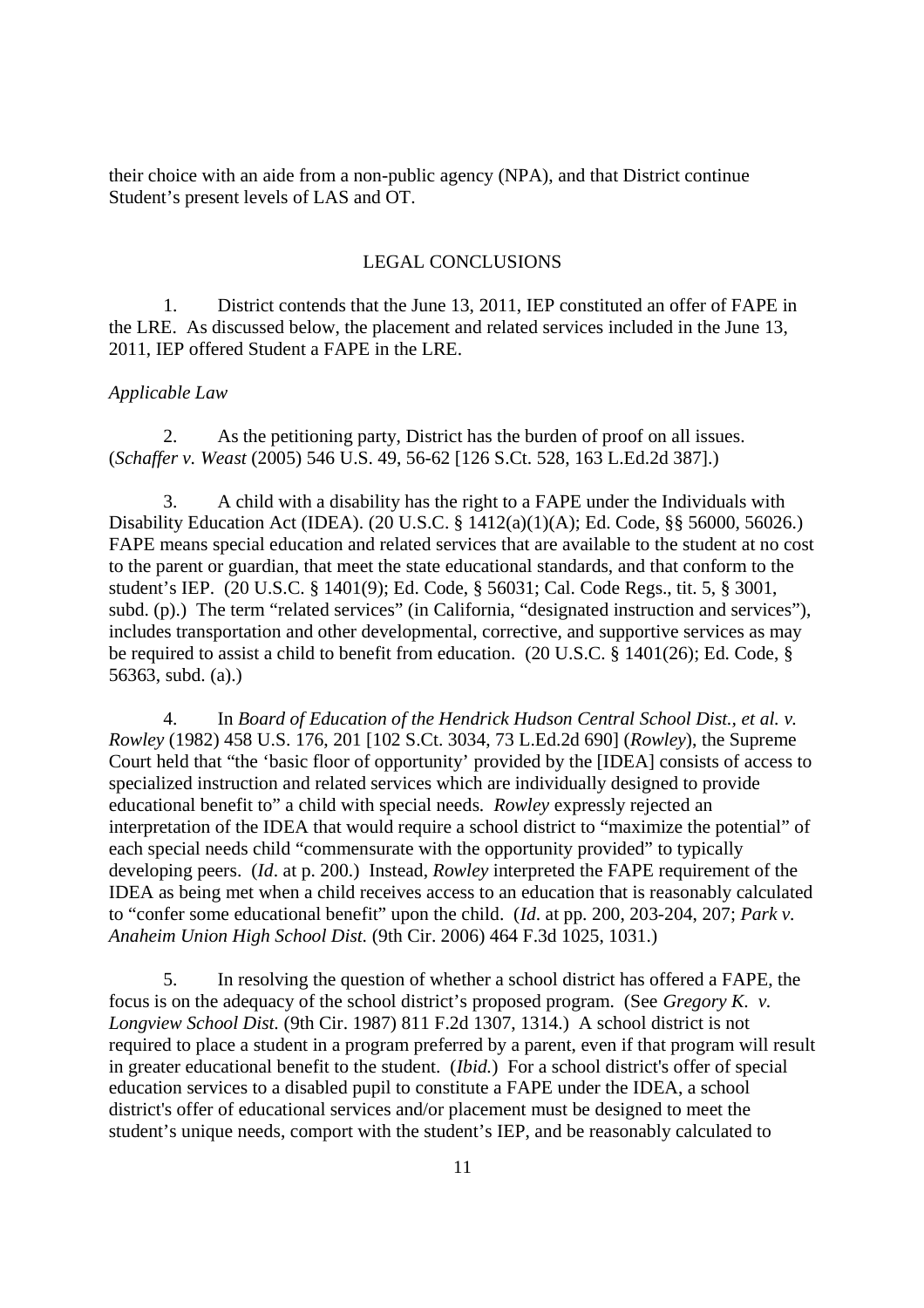their choice with an aide from a non-public agency (NPA), and that District continue Student's present levels of LAS and OT.

## LEGAL CONCLUSIONS

1. District contends that the June 13, 2011, IEP constituted an offer of FAPE in the LRE. As discussed below, the placement and related services included in the June 13, 2011, IEP offered Student a FAPE in the LRE.

*Applicable Law*

2. As the petitioning party, District has the burden of proof on all issues. (*Schaffer v. Weast* (2005) 546 U.S. 49, 56-62 [126 S.Ct. 528, 163 L.Ed.2d 387].)

3. A child with a disability has the right to a FAPE under the Individuals with Disability Education Act (IDEA). (20 U.S.C. § 1412(a)(1)(A); Ed. Code, §§ 56000, 56026.) FAPE means special education and related services that are available to the student at no cost to the parent or guardian, that meet the state educational standards, and that conform to the student's IEP. (20 U.S.C. § 1401(9); Ed. Code, § 56031; Cal. Code Regs., tit. 5, § 3001, subd. (p).) The term "related services" (in California, "designated instruction and services"), includes transportation and other developmental, corrective, and supportive services as may be required to assist a child to benefit from education. (20 U.S.C. § 1401(26); Ed. Code, § 56363, subd. (a).)

4. In *Board of Education of the Hendrick Hudson Central School Dist., et al. v. Rowley* (1982) 458 U.S. 176, 201 [102 S.Ct. 3034, 73 L.Ed.2d 690] (*Rowley*), the Supreme Court held that "the 'basic floor of opportunity' provided by the [IDEA] consists of access to specialized instruction and related services which are individually designed to provide educational benefit to" a child with special needs. *Rowley* expressly rejected an interpretation of the IDEA that would require a school district to "maximize the potential" of each special needs child "commensurate with the opportunity provided" to typically developing peers. (*Id*. at p. 200.) Instead, *Rowley* interpreted the FAPE requirement of the IDEA as being met when a child receives access to an education that is reasonably calculated to "confer some educational benefit" upon the child. (*Id*. at pp. 200, 203-204, 207; *Park v. Anaheim Union High School Dist.* (9th Cir. 2006) 464 F.3d 1025, 1031.)

5. In resolving the question of whether a school district has offered a FAPE, the focus is on the adequacy of the school district's proposed program. (See *Gregory K. v. Longview School Dist.* (9th Cir. 1987) 811 F.2d 1307, 1314.) A school district is not required to place a student in a program preferred by a parent, even if that program will result in greater educational benefit to the student. (*Ibid.*) For a school district's offer of special education services to a disabled pupil to constitute a FAPE under the IDEA, a school district's offer of educational services and/or placement must be designed to meet the student's unique needs, comport with the student's IEP, and be reasonably calculated to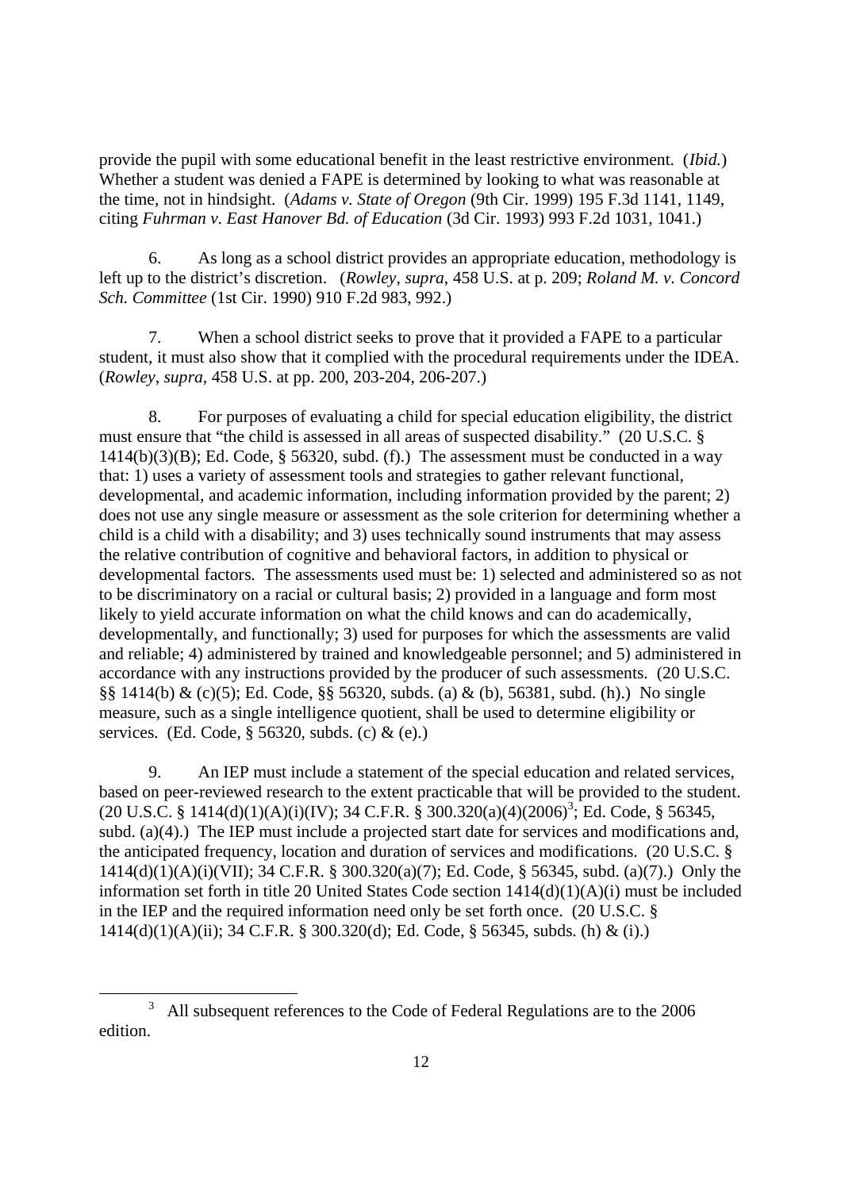provide the pupil with some educational benefit in the least restrictive environment. (*Ibid.*) Whether a student was denied a FAPE is determined by looking to what was reasonable at the time, not in hindsight. (*Adams v. State of Oregon* (9th Cir. 1999) 195 F.3d 1141, 1149, citing *Fuhrman v. East Hanover Bd. of Education* (3d Cir. 1993) 993 F.2d 1031, 1041.)

6. As long as a school district provides an appropriate education, methodology is left up to the district's discretion. (*Rowley*, *supra*, 458 U.S. at p. 209; *Roland M. v. Concord Sch. Committee* (1st Cir. 1990) 910 F.2d 983, 992.)

7. When a school district seeks to prove that it provided a FAPE to a particular student, it must also show that it complied with the procedural requirements under the IDEA. (*Rowley*, *supra*, 458 U.S. at pp. 200, 203-204, 206-207.)

8. For purposes of evaluating a child for special education eligibility, the district must ensure that "the child is assessed in all areas of suspected disability." (20 U.S.C. § 1414(b)(3)(B); Ed. Code, § 56320, subd. (f).) The assessment must be conducted in a way that: 1) uses a variety of assessment tools and strategies to gather relevant functional, developmental, and academic information, including information provided by the parent; 2) does not use any single measure or assessment as the sole criterion for determining whether a child is a child with a disability; and 3) uses technically sound instruments that may assess the relative contribution of cognitive and behavioral factors, in addition to physical or developmental factors. The assessments used must be: 1) selected and administered so as not to be discriminatory on a racial or cultural basis; 2) provided in a language and form most likely to yield accurate information on what the child knows and can do academically, developmentally, and functionally; 3) used for purposes for which the assessments are valid and reliable; 4) administered by trained and knowledgeable personnel; and 5) administered in accordance with any instructions provided by the producer of such assessments. (20 U.S.C. §§ 1414(b) & (c)(5); Ed. Code, §§ 56320, subds. (a) & (b), 56381, subd. (h).) No single measure, such as a single intelligence quotient, shall be used to determine eligibility or services. (Ed. Code, § 56320, subds. (c) & (e).)

9. An IEP must include a statement of the special education and related services, based on peer-reviewed research to the extent practicable that will be provided to the student. (20 U.S.C. § 1414(d)(1)(A)(i)(IV); 34 C.F.R. § 300.320(a)(4)(2006)[3]; Ed. Code, § 56345, subd. (a)(4).) The IEP must include a projected start date for services and modifications and, the anticipated frequency, location and duration of services and modifications. (20 U.S.C. § 1414(d)(1)(A)(i)(VII); 34 C.F.R. § 300.320(a)(7); Ed. Code, § 56345, subd. (a)(7).) Only the information set forth in title 20 United States Code section 1414(d)(1)(A)(i) must be included in the IEP and the required information need only be set forth once. (20 U.S.C. § 1414(d)(1)(A)(ii); 34 C.F.R. § 300.320(d); Ed. Code, § 56345, subds. (h) & (i).)

[3] All subsequent references to the Code of Federal Regulations are to the 2006 edition.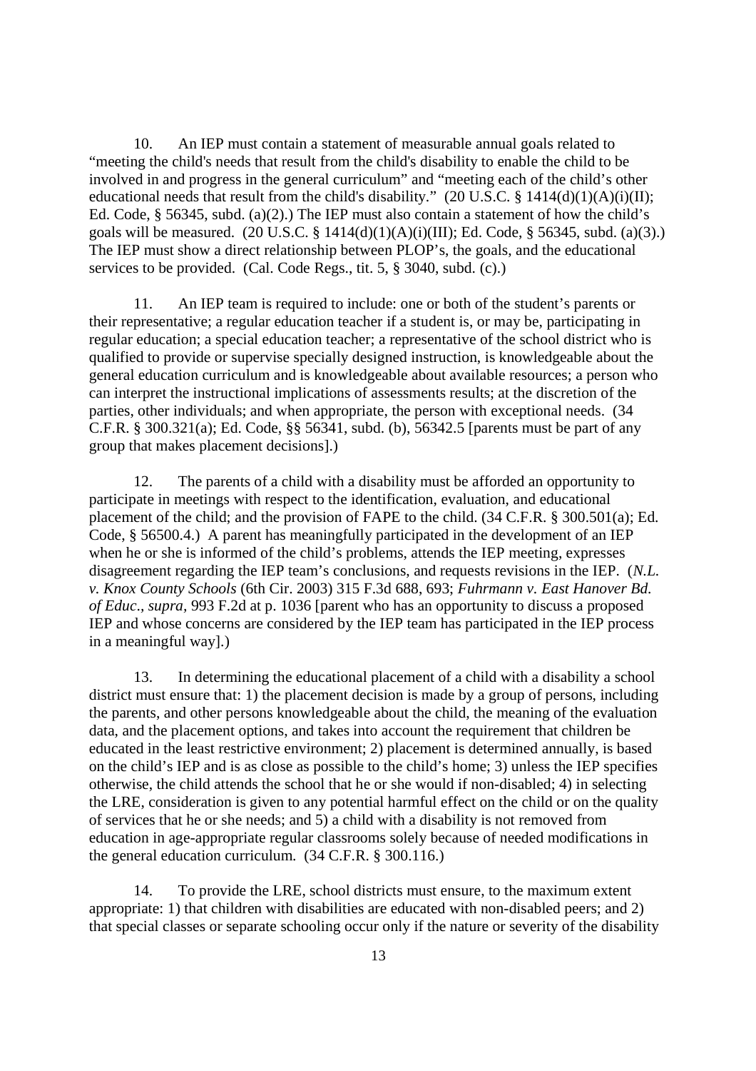10. An IEP must contain a statement of measurable annual goals related to "meeting the child's needs that result from the child's disability to enable the child to be involved in and progress in the general curriculum" and "meeting each of the child's other educational needs that result from the child's disability." (20 U.S.C. § 1414(d)(1)(A)(i)(II); Ed. Code, § 56345, subd. (a)(2).) The IEP must also contain a statement of how the child's goals will be measured. (20 U.S.C. § 1414(d)(1)(A)(i)(III); Ed. Code, § 56345, subd. (a)(3).) The IEP must show a direct relationship between PLOP's, the goals, and the educational services to be provided. (Cal. Code Regs., tit. 5, § 3040, subd. (c).)

11. An IEP team is required to include: one or both of the student's parents or their representative; a regular education teacher if a student is, or may be, participating in regular education; a special education teacher; a representative of the school district who is qualified to provide or supervise specially designed instruction, is knowledgeable about the general education curriculum and is knowledgeable about available resources; a person who can interpret the instructional implications of assessments results; at the discretion of the parties, other individuals; and when appropriate, the person with exceptional needs. (34 C.F.R. § 300.321(a); Ed. Code, §§ 56341, subd. (b), 56342.5 [parents must be part of any group that makes placement decisions].)

12. The parents of a child with a disability must be afforded an opportunity to participate in meetings with respect to the identification, evaluation, and educational placement of the child; and the provision of FAPE to the child. (34 C.F.R. § 300.501(a); Ed. Code, § 56500.4.) A parent has meaningfully participated in the development of an IEP when he or she is informed of the child's problems, attends the IEP meeting, expresses disagreement regarding the IEP team's conclusions, and requests revisions in the IEP. (*N.L. v. Knox County Schools* (6th Cir. 2003) 315 F.3d 688, 693; *Fuhrmann v. East Hanover Bd. of Educ*., *supra*, 993 F.2d at p. 1036 [parent who has an opportunity to discuss a proposed IEP and whose concerns are considered by the IEP team has participated in the IEP process in a meaningful way].)

13. In determining the educational placement of a child with a disability a school district must ensure that: 1) the placement decision is made by a group of persons, including the parents, and other persons knowledgeable about the child, the meaning of the evaluation data, and the placement options, and takes into account the requirement that children be educated in the least restrictive environment; 2) placement is determined annually, is based on the child's IEP and is as close as possible to the child's home; 3) unless the IEP specifies otherwise, the child attends the school that he or she would if non-disabled; 4) in selecting the LRE, consideration is given to any potential harmful effect on the child or on the quality of services that he or she needs; and 5) a child with a disability is not removed from education in age-appropriate regular classrooms solely because of needed modifications in the general education curriculum. (34 C.F.R. § 300.116.)

14. To provide the LRE, school districts must ensure, to the maximum extent appropriate: 1) that children with disabilities are educated with non-disabled peers; and 2) that special classes or separate schooling occur only if the nature or severity of the disability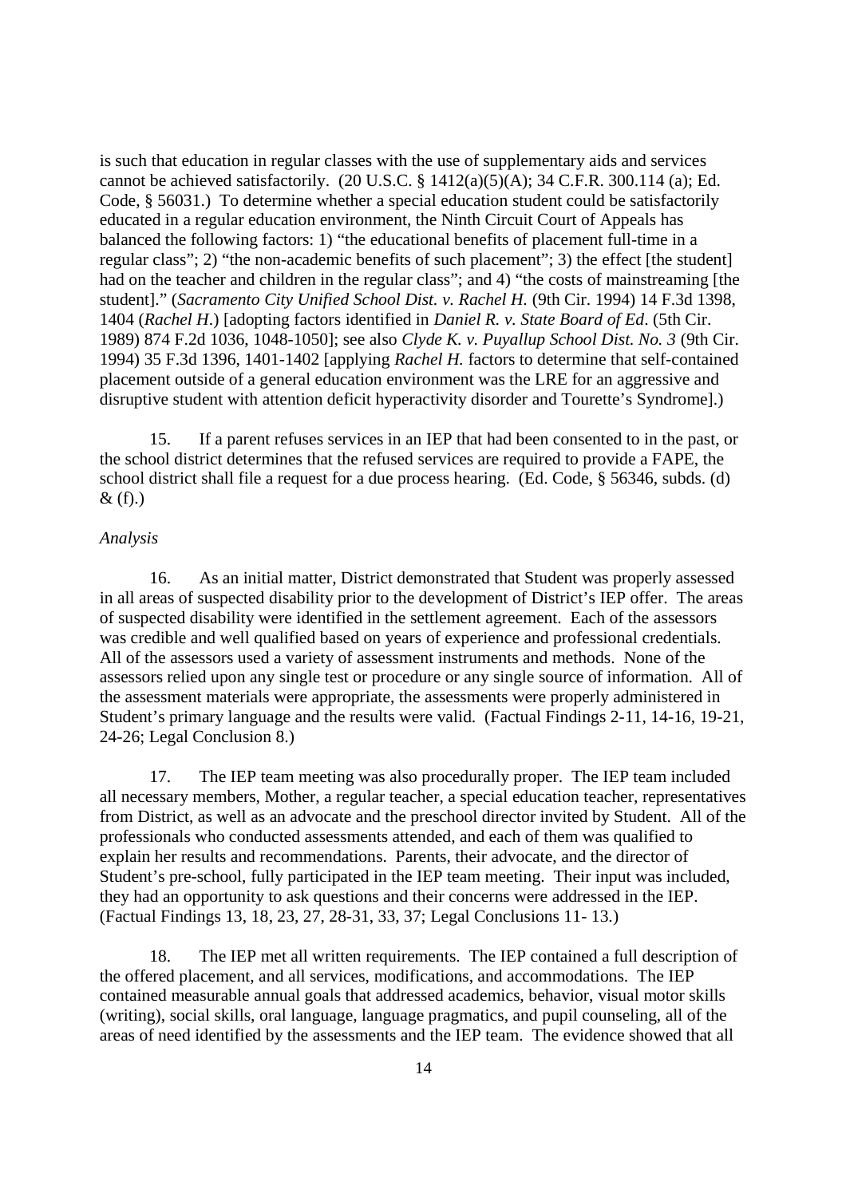is such that education in regular classes with the use of supplementary aids and services cannot be achieved satisfactorily. (20 U.S.C. § 1412(a)(5)(A); 34 C.F.R. 300.114 (a); Ed. Code, § 56031.) To determine whether a special education student could be satisfactorily educated in a regular education environment, the Ninth Circuit Court of Appeals has balanced the following factors: 1) "the educational benefits of placement full-time in a regular class"; 2) "the non-academic benefits of such placement"; 3) the effect [the student] had on the teacher and children in the regular class"; and 4) "the costs of mainstreaming [the student]." (*Sacramento City Unified School Dist. v. Rachel H.* (9th Cir. 1994) 14 F.3d 1398, 1404 (*Rachel H.*) [adopting factors identified in *Daniel R. v. State Board of Ed*. (5th Cir. 1989) 874 F.2d 1036, 1048-1050]; see also *Clyde K. v. Puyallup School Dist. No. 3* (9th Cir. 1994) 35 F.3d 1396, 1401-1402 [applying *Rachel H.* factors to determine that self-contained placement outside of a general education environment was the LRE for an aggressive and disruptive student with attention deficit hyperactivity disorder and Tourette's Syndrome].)

15. If a parent refuses services in an IEP that had been consented to in the past, or the school district determines that the refused services are required to provide a FAPE, the school district shall file a request for a due process hearing. (Ed. Code, § 56346, subds. (d) & (f).)

*Analysis*

16. As an initial matter, District demonstrated that Student was properly assessed in all areas of suspected disability prior to the development of District's IEP offer. The areas of suspected disability were identified in the settlement agreement. Each of the assessors was credible and well qualified based on years of experience and professional credentials. All of the assessors used a variety of assessment instruments and methods. None of the assessors relied upon any single test or procedure or any single source of information. All of the assessment materials were appropriate, the assessments were properly administered in Student's primary language and the results were valid. (Factual Findings 2-11, 14-16, 19-21, 24-26; Legal Conclusion 8.)

17. The IEP team meeting was also procedurally proper. The IEP team included all necessary members, Mother, a regular teacher, a special education teacher, representatives from District, as well as an advocate and the preschool director invited by Student. All of the professionals who conducted assessments attended, and each of them was qualified to explain her results and recommendations. Parents, their advocate, and the director of Student's pre-school, fully participated in the IEP team meeting. Their input was included, they had an opportunity to ask questions and their concerns were addressed in the IEP. (Factual Findings 13, 18, 23, 27, 28-31, 33, 37; Legal Conclusions 11- 13.)

18. The IEP met all written requirements. The IEP contained a full description of the offered placement, and all services, modifications, and accommodations. The IEP contained measurable annual goals that addressed academics, behavior, visual motor skills (writing), social skills, oral language, language pragmatics, and pupil counseling, all of the areas of need identified by the assessments and the IEP team. The evidence showed that all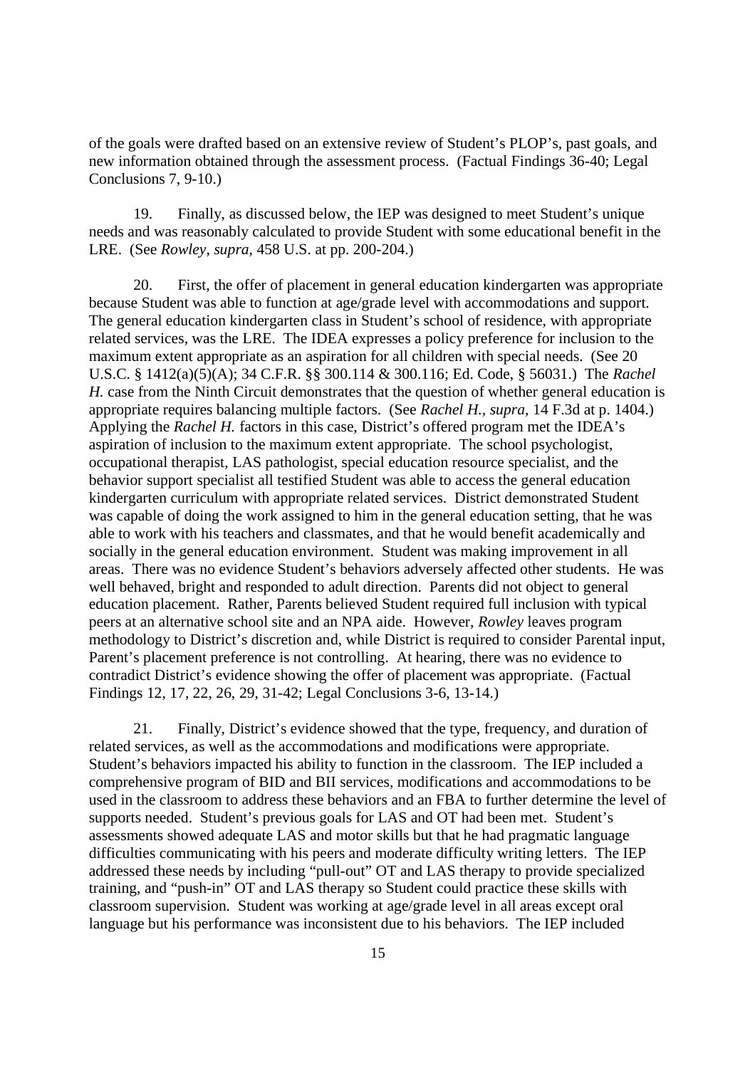of the goals were drafted based on an extensive review of Student's PLOP's, past goals, and new information obtained through the assessment process. (Factual Findings 36-40; Legal Conclusions 7, 9-10.)

19. Finally, as discussed below, the IEP was designed to meet Student's unique needs and was reasonably calculated to provide Student with some educational benefit in the LRE. (See *Rowley, supra*, 458 U.S. at pp. 200-204.)

20. First, the offer of placement in general education kindergarten was appropriate because Student was able to function at age/grade level with accommodations and support. The general education kindergarten class in Student's school of residence, with appropriate related services, was the LRE. The IDEA expresses a policy preference for inclusion to the maximum extent appropriate as an aspiration for all children with special needs. (See 20 U.S.C. § 1412(a)(5)(A); 34 C.F.R. §§ 300.114 & 300.116; Ed. Code, § 56031.) The *Rachel H.* case from the Ninth Circuit demonstrates that the question of whether general education is appropriate requires balancing multiple factors. (See *Rachel H., supra*, 14 F.3d at p. 1404.) Applying the *Rachel H.* factors in this case, District's offered program met the IDEA's aspiration of inclusion to the maximum extent appropriate. The school psychologist, occupational therapist, LAS pathologist, special education resource specialist, and the behavior support specialist all testified Student was able to access the general education kindergarten curriculum with appropriate related services. District demonstrated Student was capable of doing the work assigned to him in the general education setting, that he was able to work with his teachers and classmates, and that he would benefit academically and socially in the general education environment. Student was making improvement in all areas. There was no evidence Student's behaviors adversely affected other students. He was well behaved, bright and responded to adult direction. Parents did not object to general education placement. Rather, Parents believed Student required full inclusion with typical peers at an alternative school site and an NPA aide. However, *Rowley* leaves program methodology to District's discretion and, while District is required to consider Parental input, Parent's placement preference is not controlling. At hearing, there was no evidence to contradict District's evidence showing the offer of placement was appropriate. (Factual Findings 12, 17, 22, 26, 29, 31-42; Legal Conclusions 3-6, 13-14.)

21. Finally, District's evidence showed that the type, frequency, and duration of related services, as well as the accommodations and modifications were appropriate. Student's behaviors impacted his ability to function in the classroom. The IEP included a comprehensive program of BID and BII services, modifications and accommodations to be used in the classroom to address these behaviors and an FBA to further determine the level of supports needed. Student's previous goals for LAS and OT had been met. Student's assessments showed adequate LAS and motor skills but that he had pragmatic language difficulties communicating with his peers and moderate difficulty writing letters. The IEP addressed these needs by including "pull-out" OT and LAS therapy to provide specialized training, and "push-in" OT and LAS therapy so Student could practice these skills with classroom supervision. Student was working at age/grade level in all areas except oral language but his performance was inconsistent due to his behaviors. The IEP included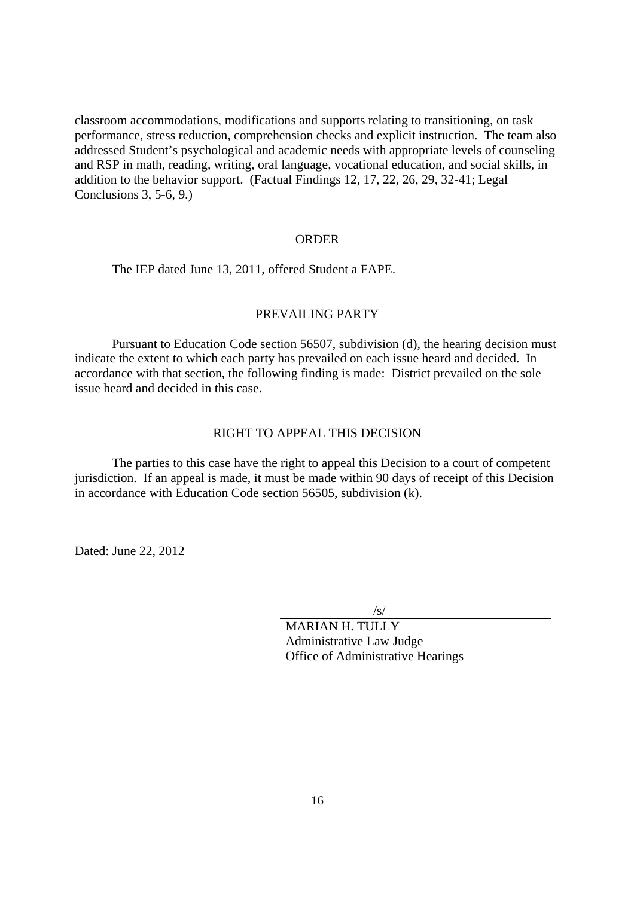classroom accommodations, modifications and supports relating to transitioning, on task performance, stress reduction, comprehension checks and explicit instruction. The team also addressed Student's psychological and academic needs with appropriate levels of counseling and RSP in math, reading, writing, oral language, vocational education, and social skills, in addition to the behavior support. (Factual Findings 12, 17, 22, 26, 29, 32-41; Legal Conclusions 3, 5-6, 9.)

## ORDER

The IEP dated June 13, 2011, offered Student a FAPE.

## PREVAILING PARTY

Pursuant to Education Code section 56507, subdivision (d), the hearing decision must indicate the extent to which each party has prevailed on each issue heard and decided. In accordance with that section, the following finding is made: District prevailed on the sole issue heard and decided in this case.

## RIGHT TO APPEAL THIS DECISION

The parties to this case have the right to appeal this Decision to a court of competent jurisdiction. If an appeal is made, it must be made within 90 days of receipt of this Decision in accordance with Education Code section 56505, subdivision (k).

Dated: June 22, 2012

/s/

MARIAN H. TULLY
Administrative Law Judge
Office of Administrative Hearings